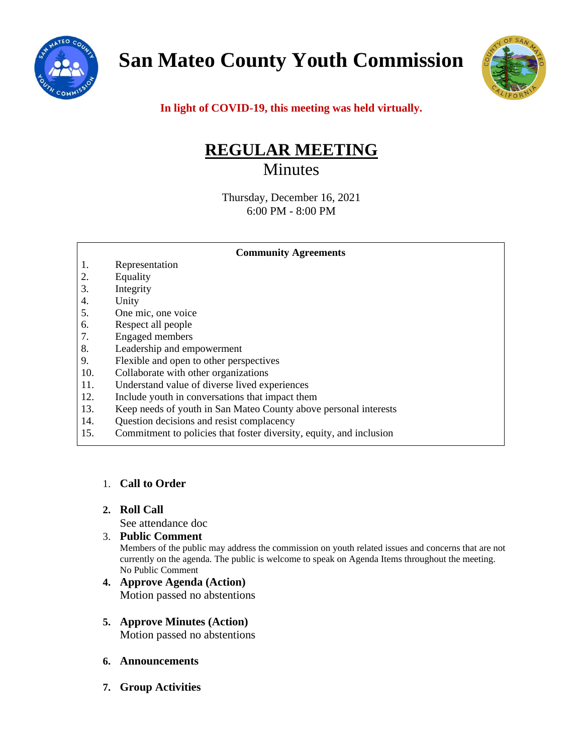# San Mateo County Youth Commission

**In light of COVID-19, this meeting was held virtually.**

## REGULAR MEETING

Minutes

Thursday, December 16, 2021
6:00 PM - 8:00 PM

**Community Agreements**

1. Representation
2. Equality
3. Integrity
4. Unity
5. One mic, one voice
6. Respect all people
7. Engaged members
8. Leadership and empowerment
9. Flexible and open to other perspectives
10. Collaborate with other organizations
11. Understand value of diverse lived experiences
12. Include youth in conversations that impact them
13. Keep needs of youth in San Mateo County above personal interests
14. Question decisions and resist complacency
15. Commitment to policies that foster diversity, equity, and inclusion

1. **Call to Order**

2. **Roll Call**
   See attendance doc

3. **Public Comment**
   Members of the public may address the commission on youth related issues and concerns that are not currently on the agenda. The public is welcome to speak on Agenda Items throughout the meeting.
   No Public Comment

4. **Approve Agenda (Action)**
   Motion passed no abstentions

5. **Approve Minutes (Action)**
   Motion passed no abstentions

6. **Announcements**

7. **Group Activities**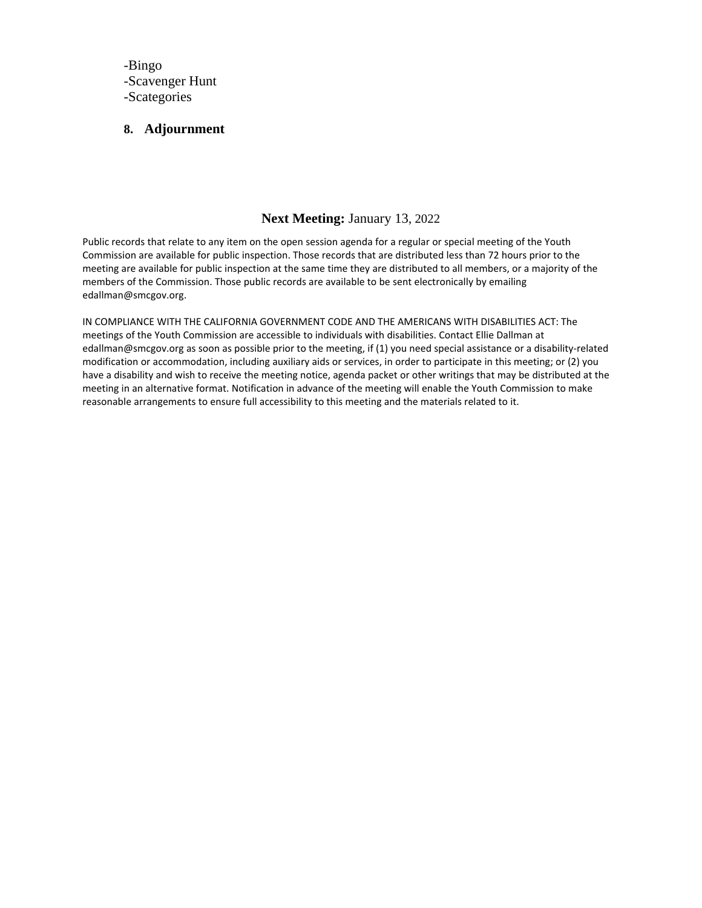-Bingo
-Scavenger Hunt
-Scategories

**8. Adjournment**

**Next Meeting:** January 13, 2022

Public records that relate to any item on the open session agenda for a regular or special meeting of the Youth Commission are available for public inspection. Those records that are distributed less than 72 hours prior to the meeting are available for public inspection at the same time they are distributed to all members, or a majority of the members of the Commission. Those public records are available to be sent electronically by emailing edallman@smcgov.org.

IN COMPLIANCE WITH THE CALIFORNIA GOVERNMENT CODE AND THE AMERICANS WITH DISABILITIES ACT: The meetings of the Youth Commission are accessible to individuals with disabilities. Contact Ellie Dallman at edallman@smcgov.org as soon as possible prior to the meeting, if (1) you need special assistance or a disability-related modification or accommodation, including auxiliary aids or services, in order to participate in this meeting; or (2) you have a disability and wish to receive the meeting notice, agenda packet or other writings that may be distributed at the meeting in an alternative format. Notification in advance of the meeting will enable the Youth Commission to make reasonable arrangements to ensure full accessibility to this meeting and the materials related to it.